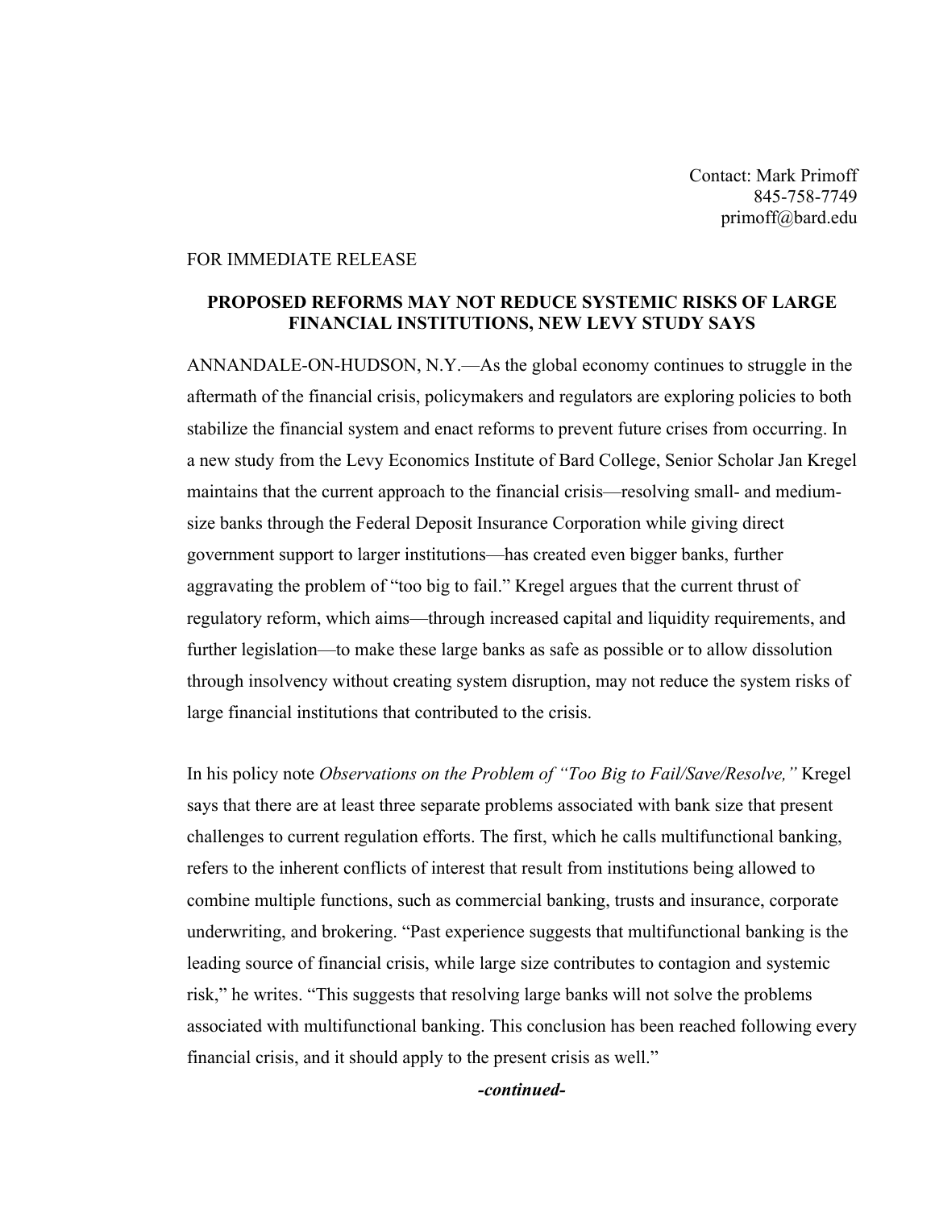Contact: Mark Primoff
845-758-7749
primoff@bard.edu

FOR IMMEDIATE RELEASE

**PROPOSED REFORMS MAY NOT REDUCE SYSTEMIC RISKS OF LARGE FINANCIAL INSTITUTIONS, NEW LEVY STUDY SAYS**

ANNANDALE-ON-HUDSON, N.Y.—As the global economy continues to struggle in the aftermath of the financial crisis, policymakers and regulators are exploring policies to both stabilize the financial system and enact reforms to prevent future crises from occurring. In a new study from the Levy Economics Institute of Bard College, Senior Scholar Jan Kregel maintains that the current approach to the financial crisis—resolving small- and medium-size banks through the Federal Deposit Insurance Corporation while giving direct government support to larger institutions—has created even bigger banks, further aggravating the problem of "too big to fail." Kregel argues that the current thrust of regulatory reform, which aims—through increased capital and liquidity requirements, and further legislation—to make these large banks as safe as possible or to allow dissolution through insolvency without creating system disruption, may not reduce the system risks of large financial institutions that contributed to the crisis.

In his policy note *Observations on the Problem of "Too Big to Fail/Save/Resolve,"* Kregel says that there are at least three separate problems associated with bank size that present challenges to current regulation efforts. The first, which he calls multifunctional banking, refers to the inherent conflicts of interest that result from institutions being allowed to combine multiple functions, such as commercial banking, trusts and insurance, corporate underwriting, and brokering. "Past experience suggests that multifunctional banking is the leading source of financial crisis, while large size contributes to contagion and systemic risk," he writes. "This suggests that resolving large banks will not solve the problems associated with multifunctional banking. This conclusion has been reached following every financial crisis, and it should apply to the present crisis as well."

***-continued-***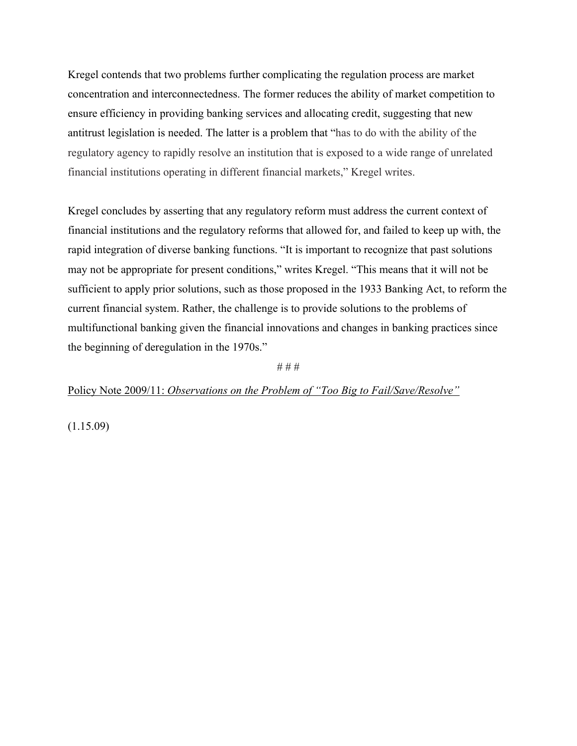Kregel contends that two problems further complicating the regulation process are market concentration and interconnectedness. The former reduces the ability of market competition to ensure efficiency in providing banking services and allocating credit, suggesting that new antitrust legislation is needed. The latter is a problem that "has to do with the ability of the regulatory agency to rapidly resolve an institution that is exposed to a wide range of unrelated financial institutions operating in different financial markets," Kregel writes.

Kregel concludes by asserting that any regulatory reform must address the current context of financial institutions and the regulatory reforms that allowed for, and failed to keep up with, the rapid integration of diverse banking functions. "It is important to recognize that past solutions may not be appropriate for present conditions," writes Kregel. "This means that it will not be sufficient to apply prior solutions, such as those proposed in the 1933 Banking Act, to reform the current financial system. Rather, the challenge is to provide solutions to the problems of multifunctional banking given the financial innovations and changes in banking practices since the beginning of deregulation in the 1970s."

# # #

Policy Note 2009/11: *Observations on the Problem of "Too Big to Fail/Save/Resolve"*

(1.15.09)